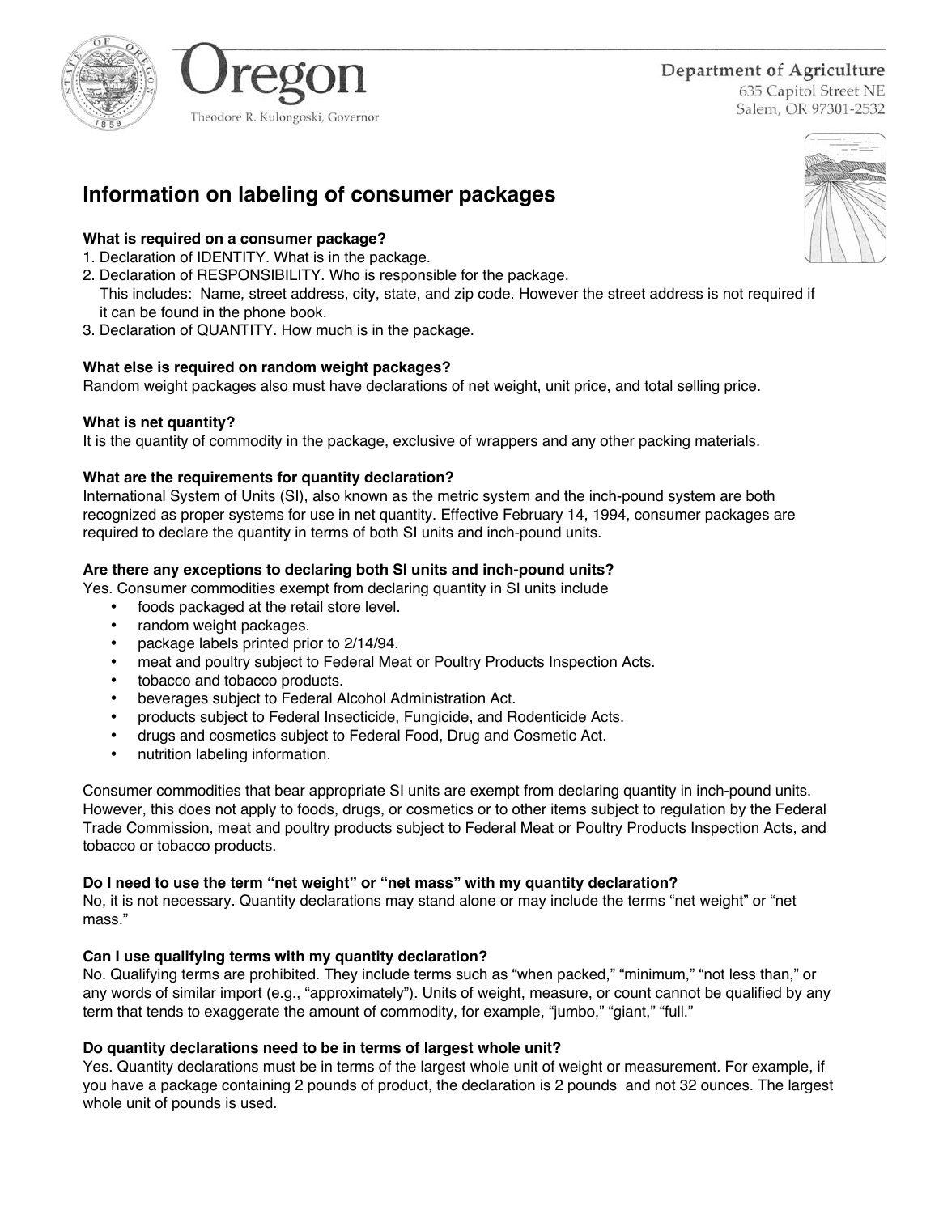Oregon

Theodore R. Kulongoski, Governor

Department of Agriculture
635 Capitol Street NE
Salem, OR 97301-2532

# Information on labeling of consumer packages

**What is required on a consumer package?**

1. Declaration of IDENTITY. What is in the package.
2. Declaration of RESPONSIBILITY. Who is responsible for the package.
   This includes: Name, street address, city, state, and zip code. However the street address is not required if it can be found in the phone book.
3. Declaration of QUANTITY. How much is in the package.

**What else is required on random weight packages?**

Random weight packages also must have declarations of net weight, unit price, and total selling price.

**What is net quantity?**

It is the quantity of commodity in the package, exclusive of wrappers and any other packing materials.

**What are the requirements for quantity declaration?**

International System of Units (SI), also known as the metric system and the inch-pound system are both recognized as proper systems for use in net quantity. Effective February 14, 1994, consumer packages are required to declare the quantity in terms of both SI units and inch-pound units.

**Are there any exceptions to declaring both SI units and inch-pound units?**

Yes. Consumer commodities exempt from declaring quantity in SI units include

- foods packaged at the retail store level.
- random weight packages.
- package labels printed prior to 2/14/94.
- meat and poultry subject to Federal Meat or Poultry Products Inspection Acts.
- tobacco and tobacco products.
- beverages subject to Federal Alcohol Administration Act.
- products subject to Federal Insecticide, Fungicide, and Rodenticide Acts.
- drugs and cosmetics subject to Federal Food, Drug and Cosmetic Act.
- nutrition labeling information.

Consumer commodities that bear appropriate SI units are exempt from declaring quantity in inch-pound units. However, this does not apply to foods, drugs, or cosmetics or to other items subject to regulation by the Federal Trade Commission, meat and poultry products subject to Federal Meat or Poultry Products Inspection Acts, and tobacco or tobacco products.

**Do I need to use the term "net weight" or "net mass" with my quantity declaration?**

No, it is not necessary. Quantity declarations may stand alone or may include the terms "net weight" or "net mass."

**Can I use qualifying terms with my quantity declaration?**

No. Qualifying terms are prohibited. They include terms such as "when packed," "minimum," "not less than," or any words of similar import (e.g., "approximately"). Units of weight, measure, or count cannot be qualified by any term that tends to exaggerate the amount of commodity, for example, "jumbo," "giant," "full."

**Do quantity declarations need to be in terms of largest whole unit?**

Yes. Quantity declarations must be in terms of the largest whole unit of weight or measurement. For example, if you have a package containing 2 pounds of product, the declaration is 2 pounds and not 32 ounces. The largest whole unit of pounds is used.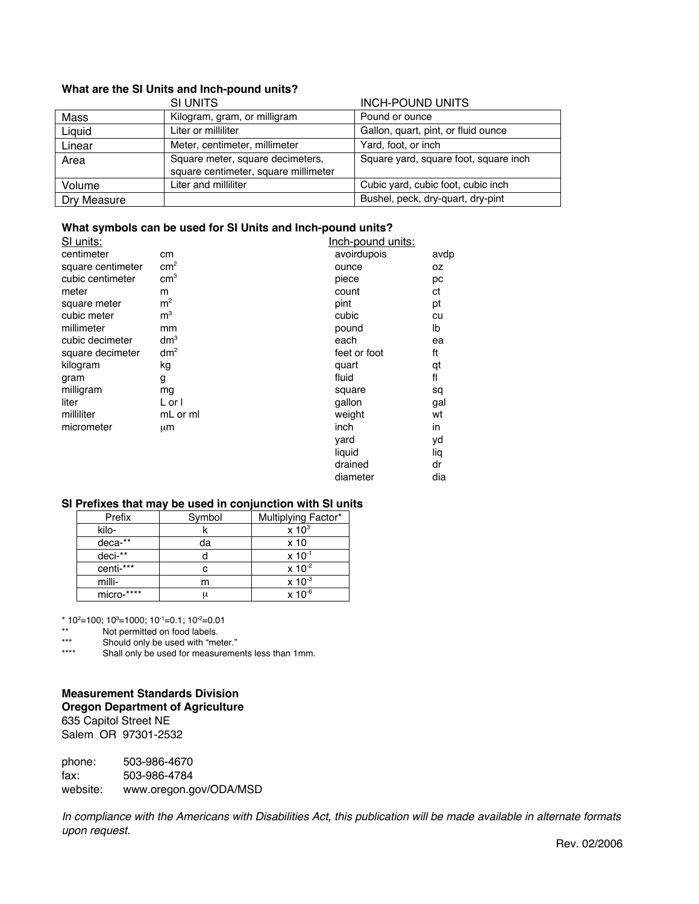**What are the SI Units and Inch-pound units?**

| | SI UNITS | INCH-POUND UNITS |
|---|---|---|
| Mass | Kilogram, gram, or milligram | Pound or ounce |
| Liquid | Liter or milliliter | Gallon, quart, pint, or fluid ounce |
| Linear | Meter, centimeter, millimeter | Yard, foot, or inch |
| Area | Square meter, square decimeters, square centimeter, square millimeter | Square yard, square foot, square inch |
| Volume | Liter and milliliter | Cubic yard, cubic foot, cubic inch |
| Dry Measure | | Bushel, peck, dry-quart, dry-pint |

**What symbols can be used for SI Units and Inch-pound units?**

SI units:

| | |
|---|---|
| centimeter | cm |
| square centimeter | $cm^2$ |
| cubic centimeter | $cm^3$ |
| meter | m |
| square meter | $m^2$ |
| cubic meter | $m^3$ |
| millimeter | mm |
| cubic decimeter | $dm^3$ |
| square decimeter | $dm^2$ |
| kilogram | kg |
| gram | g |
| milligram | mg |
| liter | L or l |
| milliliter | mL or ml |
| micrometer | μm |

Inch-pound units:

| | |
|---|---|
| avoirdupois | avdp |
| ounce | oz |
| piece | pc |
| count | ct |
| pint | pt |
| cubic | cu |
| pound | lb |
| each | ea |
| feet or foot | ft |
| quart | qt |
| fluid | fl |
| square | sq |
| gallon | gal |
| weight | wt |
| inch | in |
| yard | yd |
| liquid | liq |
| drained | dr |
| diameter | dia |

**SI Prefixes that may be used in conjunction with SI units**

| Prefix | Symbol | Multiplying Factor* |
|---|---|---|
| kilo- | k | x $10^3$ |
| deca-** | da | x 10 |
| deci-** | d | x $10^{-1}$ |
| centi-*** | c | x $10^{-2}$ |
| milli- | m | x $10^{-3}$ |
| micro-**** | μ | x $10^{-6}$ |

* $10^2$=100; $10^3$=1000; $10^{-1}$=0.1; $10^{-2}$=0.01

** Not permitted on food labels.

*** Should only be used with "meter."

**** Shall only be used for measurements less than 1mm.

**Measurement Standards Division**
**Oregon Department of Agriculture**
635 Capitol Street NE
Salem OR 97301-2532

phone: 503-986-4670
fax: 503-986-4784
website: www.oregon.gov/ODA/MSD

*In compliance with the Americans with Disabilities Act, this publication will be made available in alternate formats upon request.*

Rev. 02/2006